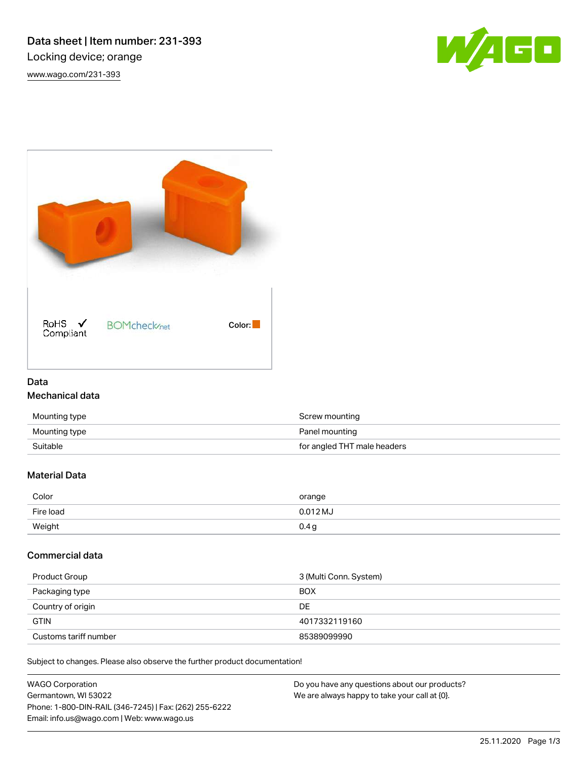# Data sheet | Item number: 231-393

Locking device; orange

www.wago.com/231-393

RoHS Compliant ✓ BOMcheck.net Color:

## Data

### Mechanical data

| | |
|---|---|
| Mounting type | Screw mounting |
| Mounting type | Panel mounting |
| Suitable | for angled THT male headers |

### Material Data

| | |
|---|---|
| Color | orange |
| Fire load | 0.012 MJ |
| Weight | 0.4 g |

### Commercial data

| | |
|---|---|
| Product Group | 3 (Multi Conn. System) |
| Packaging type | BOX |
| Country of origin | DE |
| GTIN | 4017332119160 |
| Customs tariff number | 85389099990 |

Subject to changes. Please also observe the further product documentation!

WAGO Corporation
Germantown, WI 53022
Phone: 1-800-DIN-RAIL (346-7245) | Fax: (262) 255-6222
Email: info.us@wago.com | Web: www.wago.us

Do you have any questions about our products?
We are always happy to take your call at {0}.

25.11.2020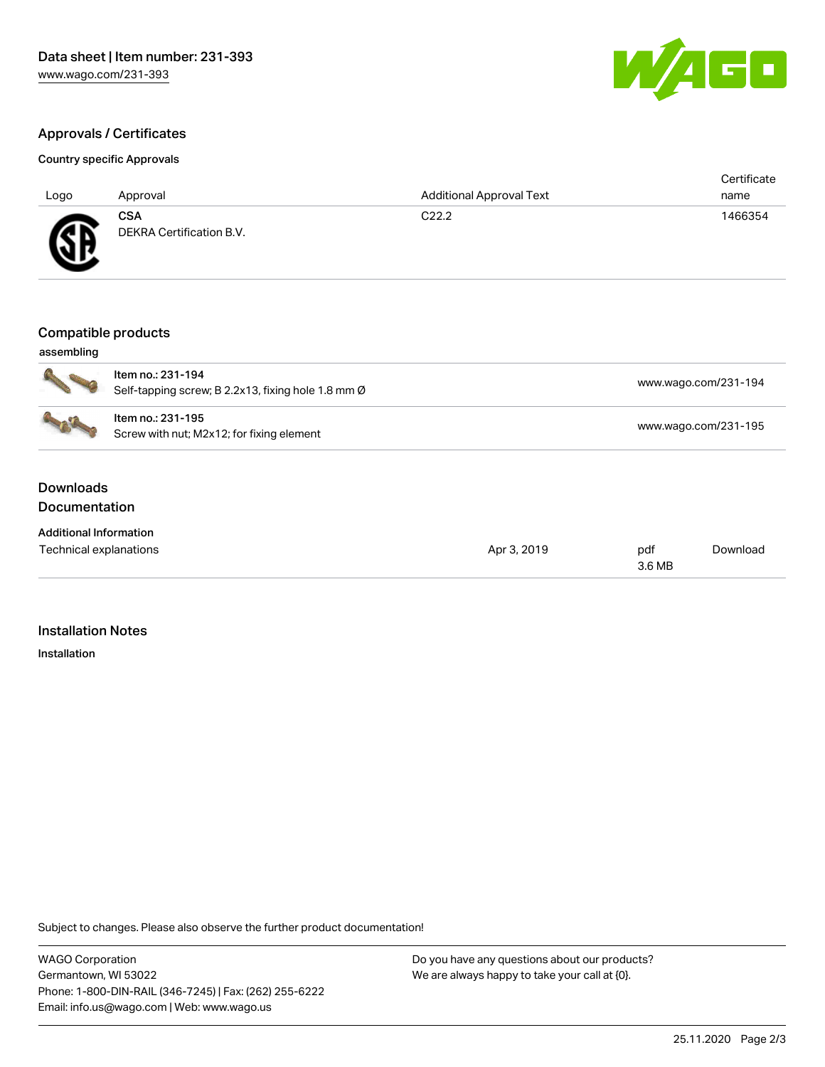## Approvals / Certificates

### Country specific Approvals

| Logo | Approval | Additional Approval Text | Certificate name |
|---|---|---|---|
| | **CSA**<br>DEKRA Certification B.V. | C22.2 | 1466354 |

## Compatible products

### assembling

| | | |
|---|---|---|
| | Item no.: 231-194<br>Self-tapping screw; B 2.2x13, fixing hole 1.8 mm Ø | www.wago.com/231-194 |
| | Item no.: 231-195<br>Screw with nut; M2x12; for fixing element | www.wago.com/231-195 |

## Downloads

### Documentation

**Additional Information**

| | | | |
|---|---|---|---|
| Technical explanations | Apr 3, 2019 | pdf<br>3.6 MB | Download |

## Installation Notes

### Installation

Subject to changes. Please also observe the further product documentation!

WAGO Corporation
Germantown, WI 53022
Phone: 1-800-DIN-RAIL (346-7245) | Fax: (262) 255-6222
Email: info.us@wago.com | Web: www.wago.us

Do you have any questions about our products?
We are always happy to take your call at {0}.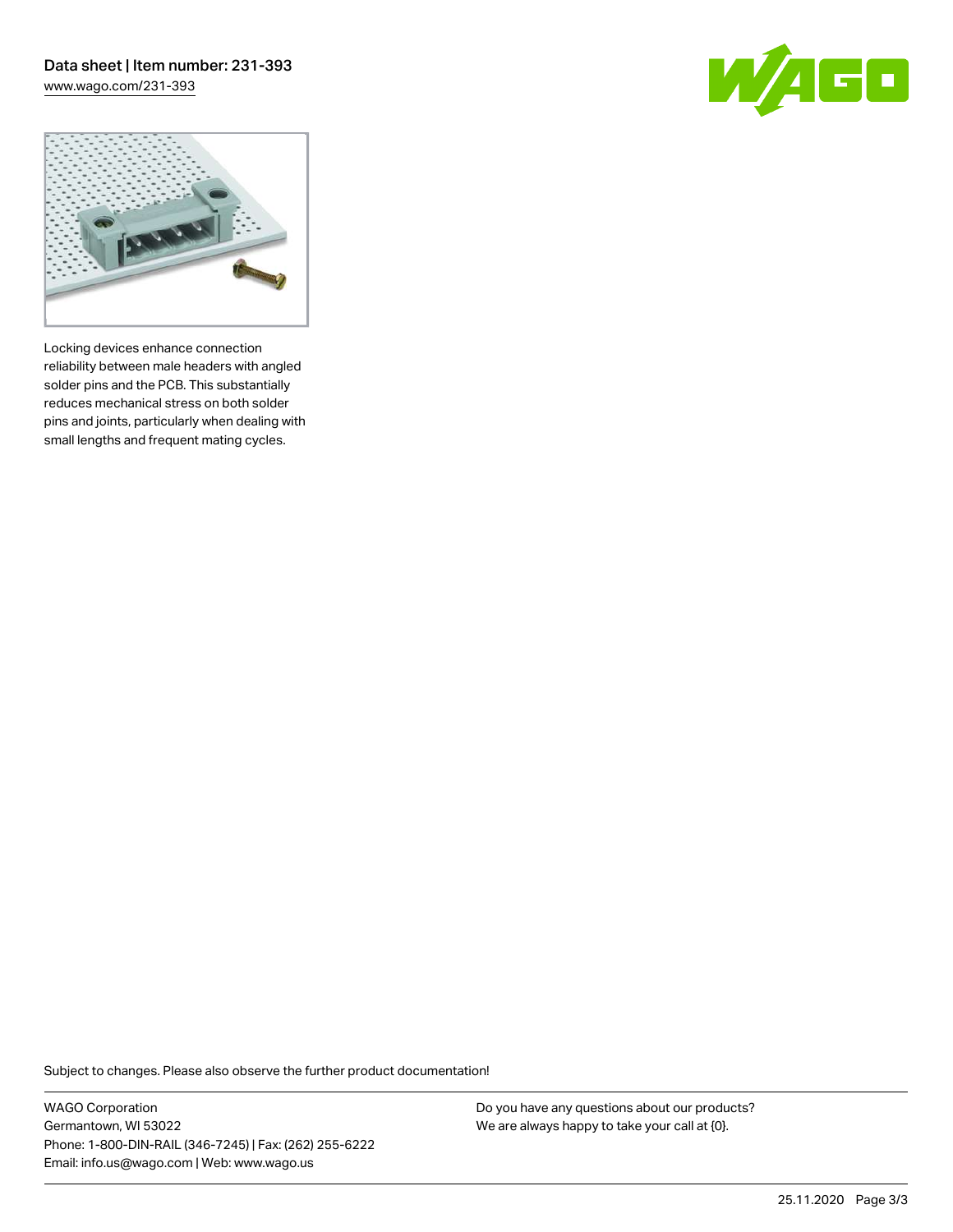Locking devices enhance connection reliability between male headers with angled solder pins and the PCB. This substantially reduces mechanical stress on both solder pins and joints, particularly when dealing with small lengths and frequent mating cycles.

Subject to changes. Please also observe the further product documentation!

WAGO Corporation
Germantown, WI 53022
Phone: 1-800-DIN-RAIL (346-7245) | Fax: (262) 255-6222
Email: info.us@wago.com | Web: www.wago.us

Do you have any questions about our products?
We are always happy to take your call at {0}.